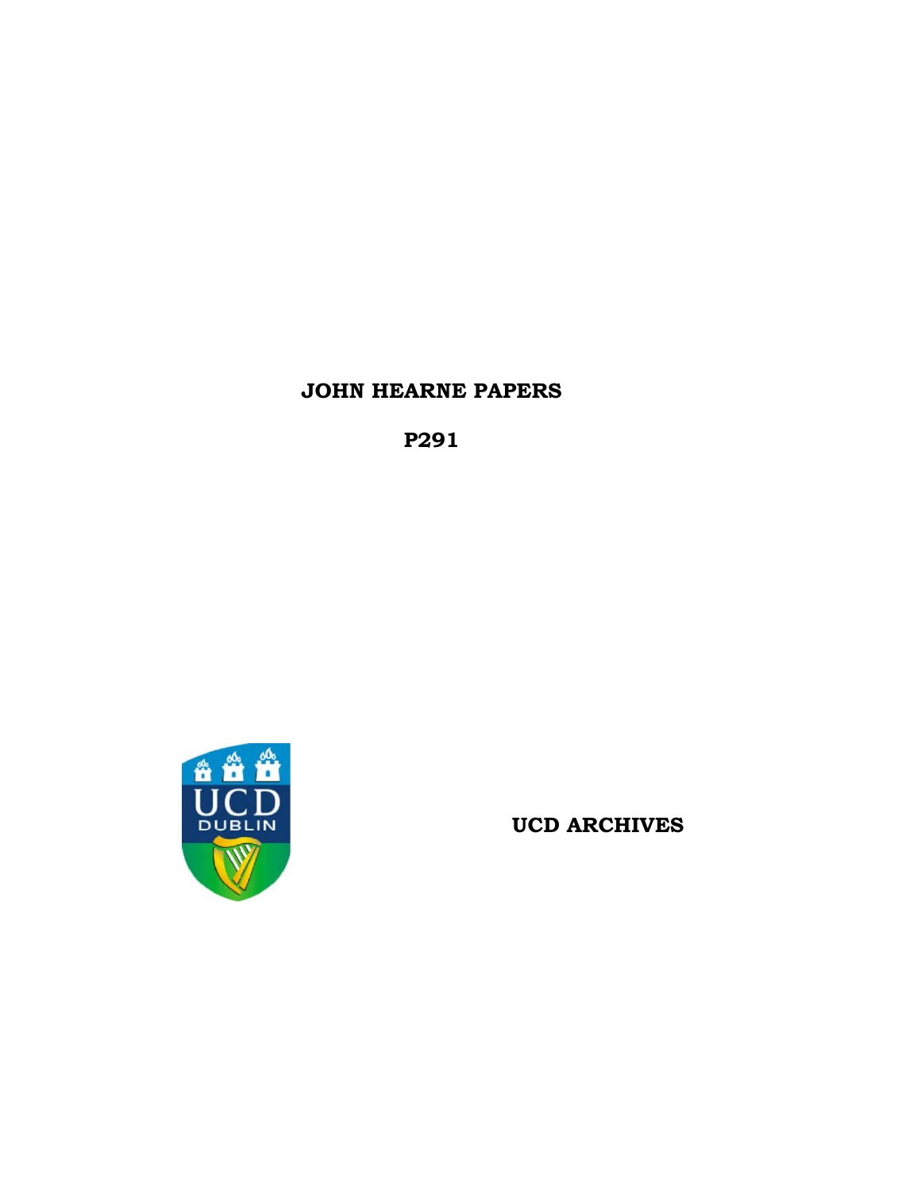# JOHN HEARNE PAPERS

**P291**

**UCD ARCHIVES**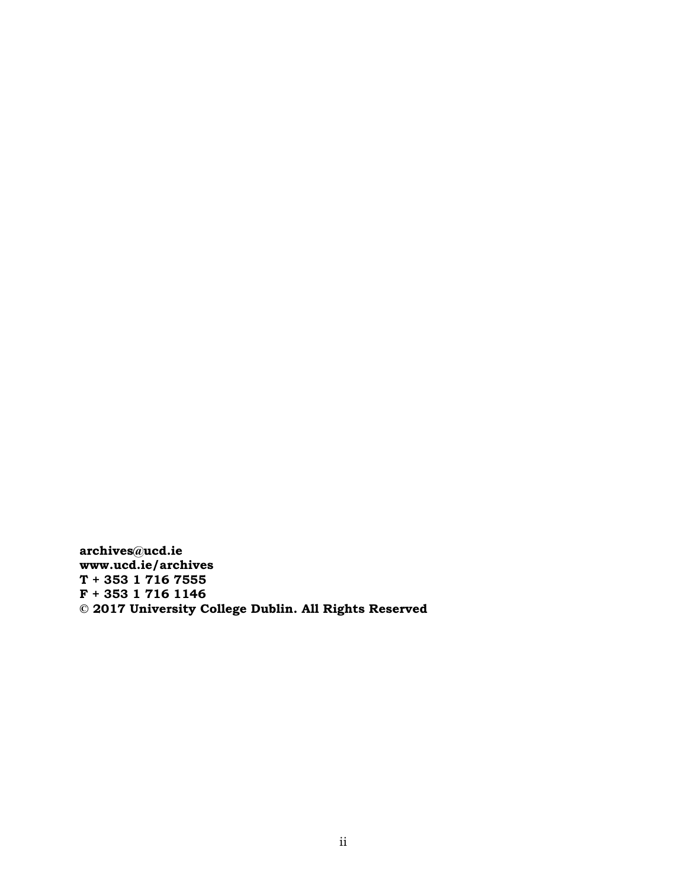**archives@ucd.ie**
**www.ucd.ie/archives**
**T + 353 1 716 7555**
**F + 353 1 716 1146**
**© 2017 University College Dublin. All Rights Reserved**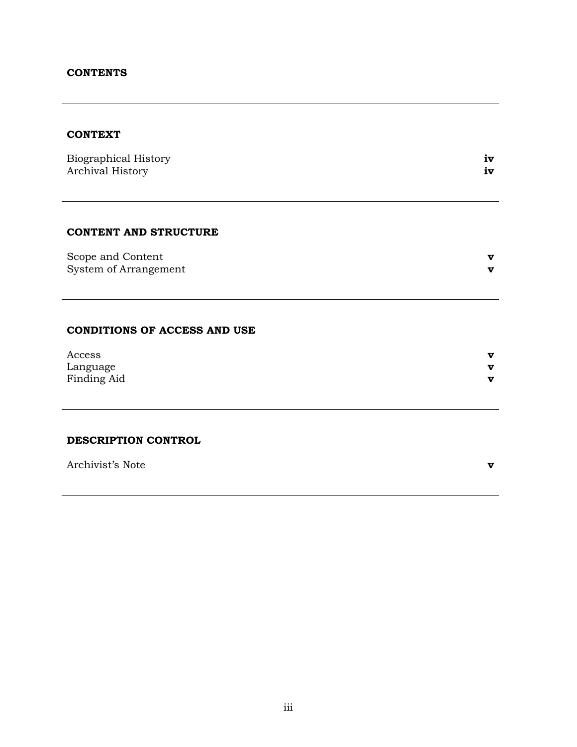# CONTENTS

---

## CONTEXT

| | |
|---|---|
| Biographical History | **iv** |
| Archival History | **iv** |

---

## CONTENT AND STRUCTURE

| | |
|---|---|
| Scope and Content | **v** |
| System of Arrangement | **v** |

---

## CONDITIONS OF ACCESS AND USE

| | |
|---|---|
| Access | **v** |
| Language | **v** |
| Finding Aid | **v** |

---

## DESCRIPTION CONTROL

| | |
|---|---|
| Archivist's Note | **v** |

---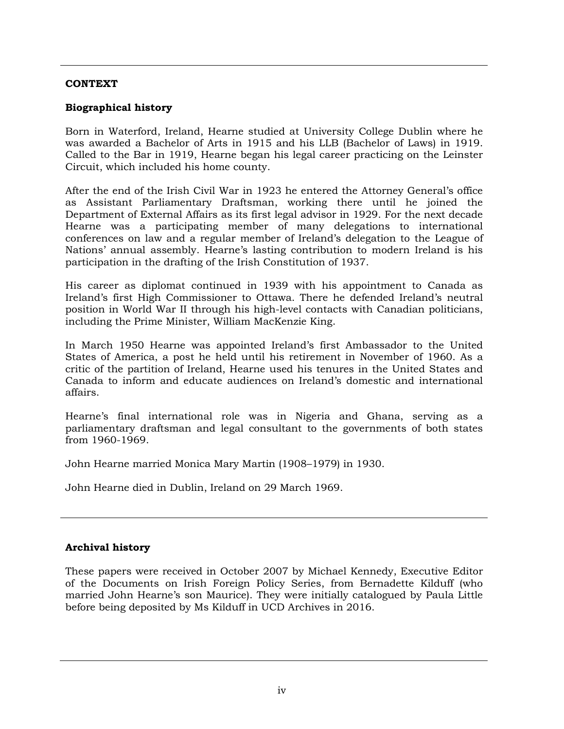## CONTEXT

### Biographical history

Born in Waterford, Ireland, Hearne studied at University College Dublin where he was awarded a Bachelor of Arts in 1915 and his LLB (Bachelor of Laws) in 1919. Called to the Bar in 1919, Hearne began his legal career practicing on the Leinster Circuit, which included his home county.

After the end of the Irish Civil War in 1923 he entered the Attorney General's office as Assistant Parliamentary Draftsman, working there until he joined the Department of External Affairs as its first legal advisor in 1929. For the next decade Hearne was a participating member of many delegations to international conferences on law and a regular member of Ireland's delegation to the League of Nations' annual assembly. Hearne's lasting contribution to modern Ireland is his participation in the drafting of the Irish Constitution of 1937.

His career as diplomat continued in 1939 with his appointment to Canada as Ireland's first High Commissioner to Ottawa. There he defended Ireland's neutral position in World War II through his high-level contacts with Canadian politicians, including the Prime Minister, William MacKenzie King.

In March 1950 Hearne was appointed Ireland's first Ambassador to the United States of America, a post he held until his retirement in November of 1960. As a critic of the partition of Ireland, Hearne used his tenures in the United States and Canada to inform and educate audiences on Ireland's domestic and international affairs.

Hearne's final international role was in Nigeria and Ghana, serving as a parliamentary draftsman and legal consultant to the governments of both states from 1960-1969.

John Hearne married Monica Mary Martin (1908–1979) in 1930.

John Hearne died in Dublin, Ireland on 29 March 1969.

---

### Archival history

These papers were received in October 2007 by Michael Kennedy, Executive Editor of the Documents on Irish Foreign Policy Series, from Bernadette Kilduff (who married John Hearne's son Maurice). They were initially catalogued by Paula Little before being deposited by Ms Kilduff in UCD Archives in 2016.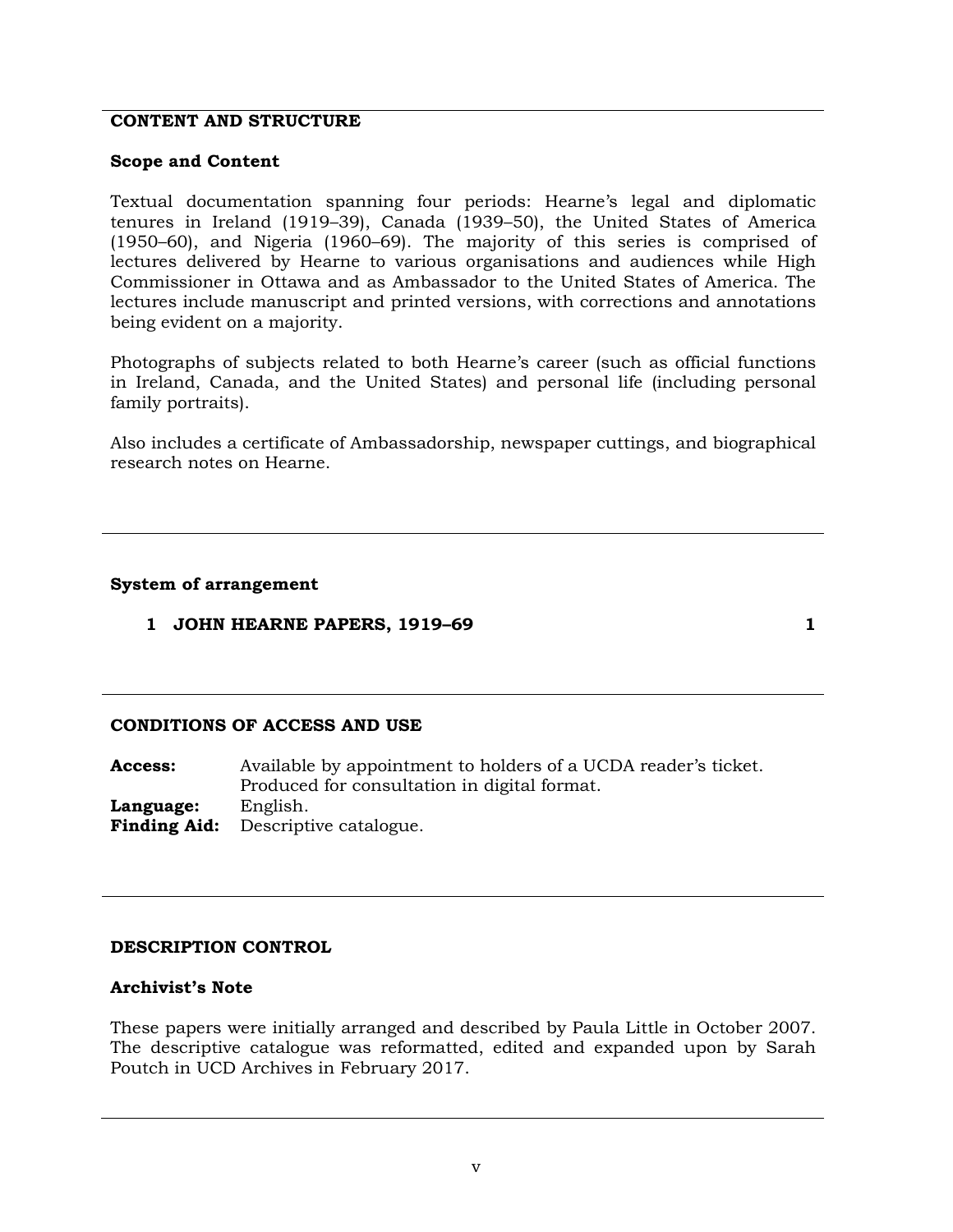## CONTENT AND STRUCTURE

### Scope and Content

Textual documentation spanning four periods: Hearne's legal and diplomatic tenures in Ireland (1919–39), Canada (1939–50), the United States of America (1950–60), and Nigeria (1960–69). The majority of this series is comprised of lectures delivered by Hearne to various organisations and audiences while High Commissioner in Ottawa and as Ambassador to the United States of America. The lectures include manuscript and printed versions, with corrections and annotations being evident on a majority.

Photographs of subjects related to both Hearne's career (such as official functions in Ireland, Canada, and the United States) and personal life (including personal family portraits).

Also includes a certificate of Ambassadorship, newspaper cuttings, and biographical research notes on Hearne.

### System of arrangement

| | | |
|---|---|---|
| **1** | **JOHN HEARNE PAPERS, 1919–69** | **1** |

## CONDITIONS OF ACCESS AND USE

**Access:** Available by appointment to holders of a UCDA reader's ticket. Produced for consultation in digital format.
**Language:** English.
**Finding Aid:** Descriptive catalogue.

## DESCRIPTION CONTROL

### Archivist's Note

These papers were initially arranged and described by Paula Little in October 2007. The descriptive catalogue was reformatted, edited and expanded upon by Sarah Poutch in UCD Archives in February 2017.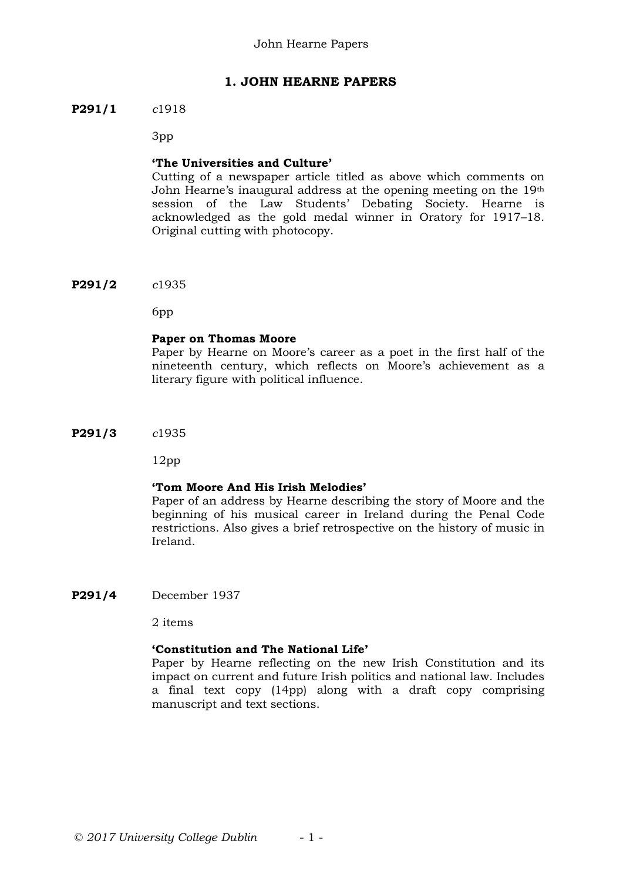# 1. JOHN HEARNE PAPERS

**P291/1** *c*1918

3pp

**'The Universities and Culture'**
Cutting of a newspaper article titled as above which comments on John Hearne's inaugural address at the opening meeting on the 19th session of the Law Students' Debating Society. Hearne is acknowledged as the gold medal winner in Oratory for 1917–18. Original cutting with photocopy.

**P291/2** *c*1935

6pp

**Paper on Thomas Moore**
Paper by Hearne on Moore's career as a poet in the first half of the nineteenth century, which reflects on Moore's achievement as a literary figure with political influence.

**P291/3** *c*1935

12pp

**'Tom Moore And His Irish Melodies'**
Paper of an address by Hearne describing the story of Moore and the beginning of his musical career in Ireland during the Penal Code restrictions. Also gives a brief retrospective on the history of music in Ireland.

**P291/4** December 1937

2 items

**'Constitution and The National Life'**
Paper by Hearne reflecting on the new Irish Constitution and its impact on current and future Irish politics and national law. Includes a final text copy (14pp) along with a draft copy comprising manuscript and text sections.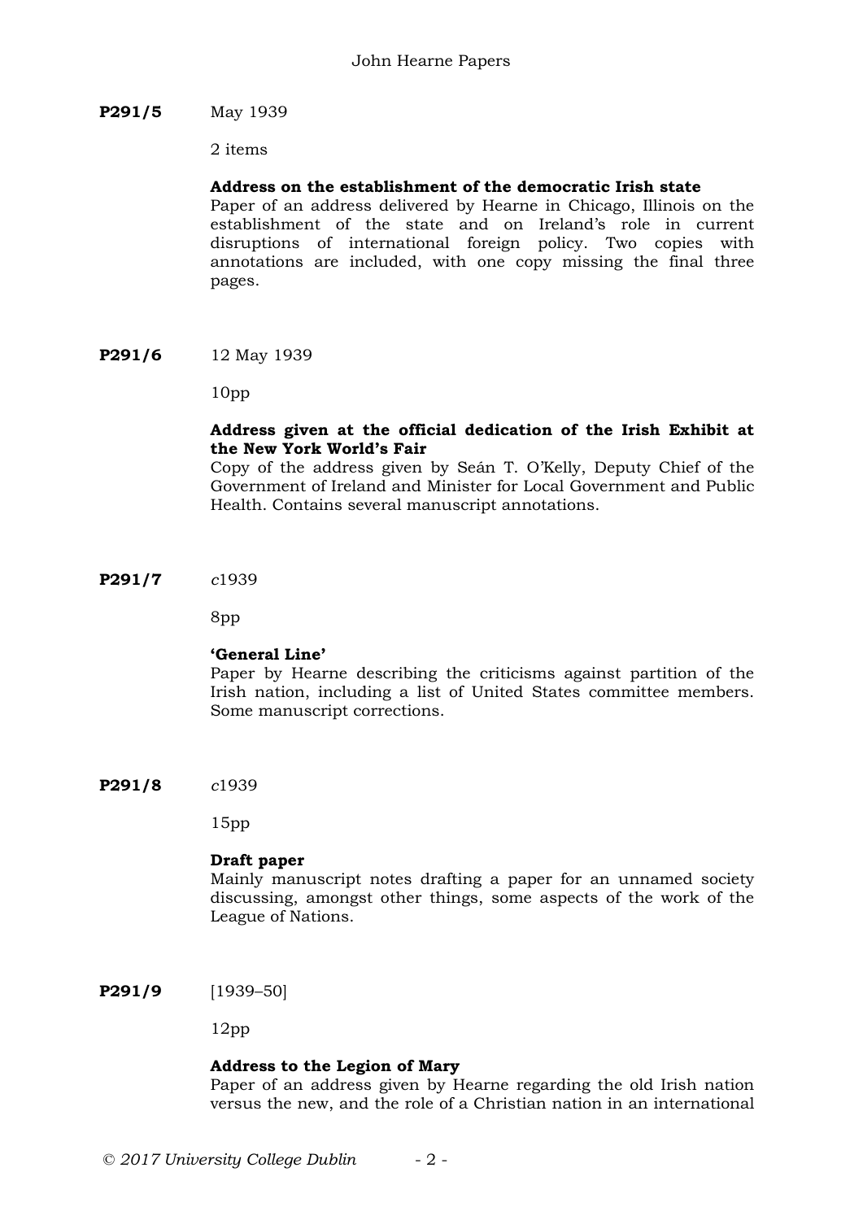**P291/5** May 1939

2 items

**Address on the establishment of the democratic Irish state**
Paper of an address delivered by Hearne in Chicago, Illinois on the establishment of the state and on Ireland's role in current disruptions of international foreign policy. Two copies with annotations are included, with one copy missing the final three pages.

**P291/6** 12 May 1939

10pp

**Address given at the official dedication of the Irish Exhibit at the New York World's Fair**
Copy of the address given by Seán T. O'Kelly, Deputy Chief of the Government of Ireland and Minister for Local Government and Public Health. Contains several manuscript annotations.

**P291/7** *c*1939

8pp

**'General Line'**
Paper by Hearne describing the criticisms against partition of the Irish nation, including a list of United States committee members. Some manuscript corrections.

**P291/8** *c*1939

15pp

**Draft paper**
Mainly manuscript notes drafting a paper for an unnamed society discussing, amongst other things, some aspects of the work of the League of Nations.

**P291/9** [1939–50]

12pp

**Address to the Legion of Mary**
Paper of an address given by Hearne regarding the old Irish nation versus the new, and the role of a Christian nation in an international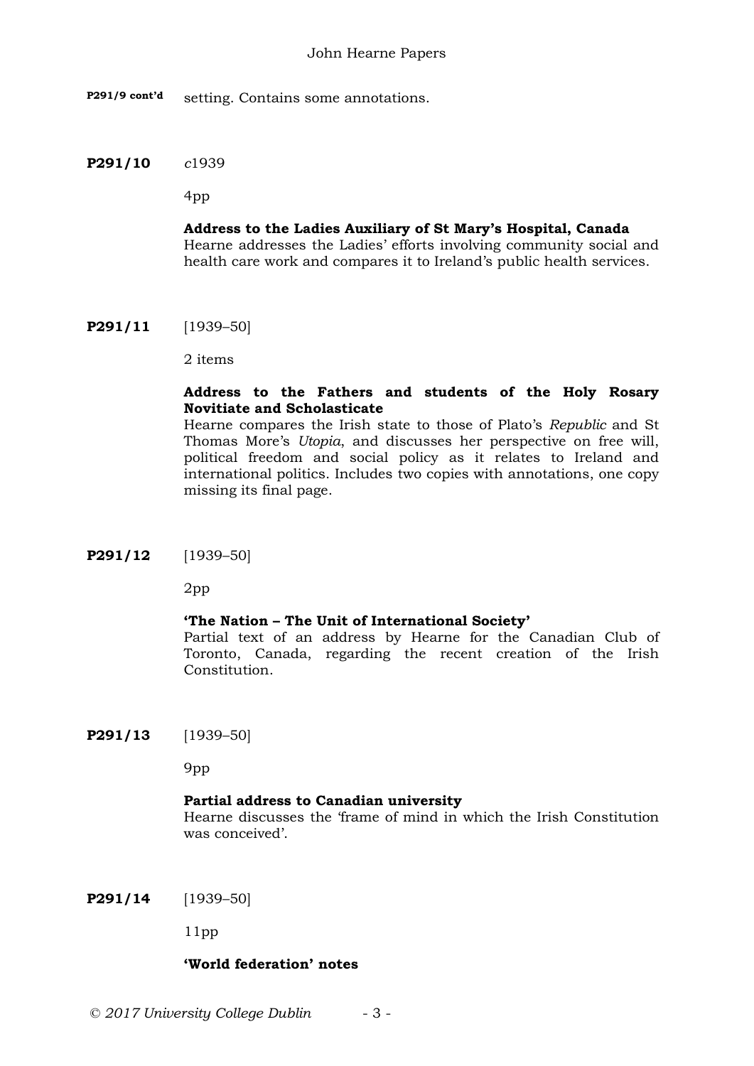**P291/9 cont'd** setting. Contains some annotations.

**P291/10** *c*1939

4pp

**Address to the Ladies Auxiliary of St Mary's Hospital, Canada**
Hearne addresses the Ladies' efforts involving community social and health care work and compares it to Ireland's public health services.

**P291/11** [1939–50]

2 items

**Address to the Fathers and students of the Holy Rosary Novitiate and Scholasticate**
Hearne compares the Irish state to those of Plato's *Republic* and St Thomas More's *Utopia*, and discusses her perspective on free will, political freedom and social policy as it relates to Ireland and international politics. Includes two copies with annotations, one copy missing its final page.

**P291/12** [1939–50]

2pp

**'The Nation – The Unit of International Society'**
Partial text of an address by Hearne for the Canadian Club of Toronto, Canada, regarding the recent creation of the Irish Constitution.

**P291/13** [1939–50]

9pp

**Partial address to Canadian university**
Hearne discusses the 'frame of mind in which the Irish Constitution was conceived'.

**P291/14** [1939–50]

11pp

**'World federation' notes**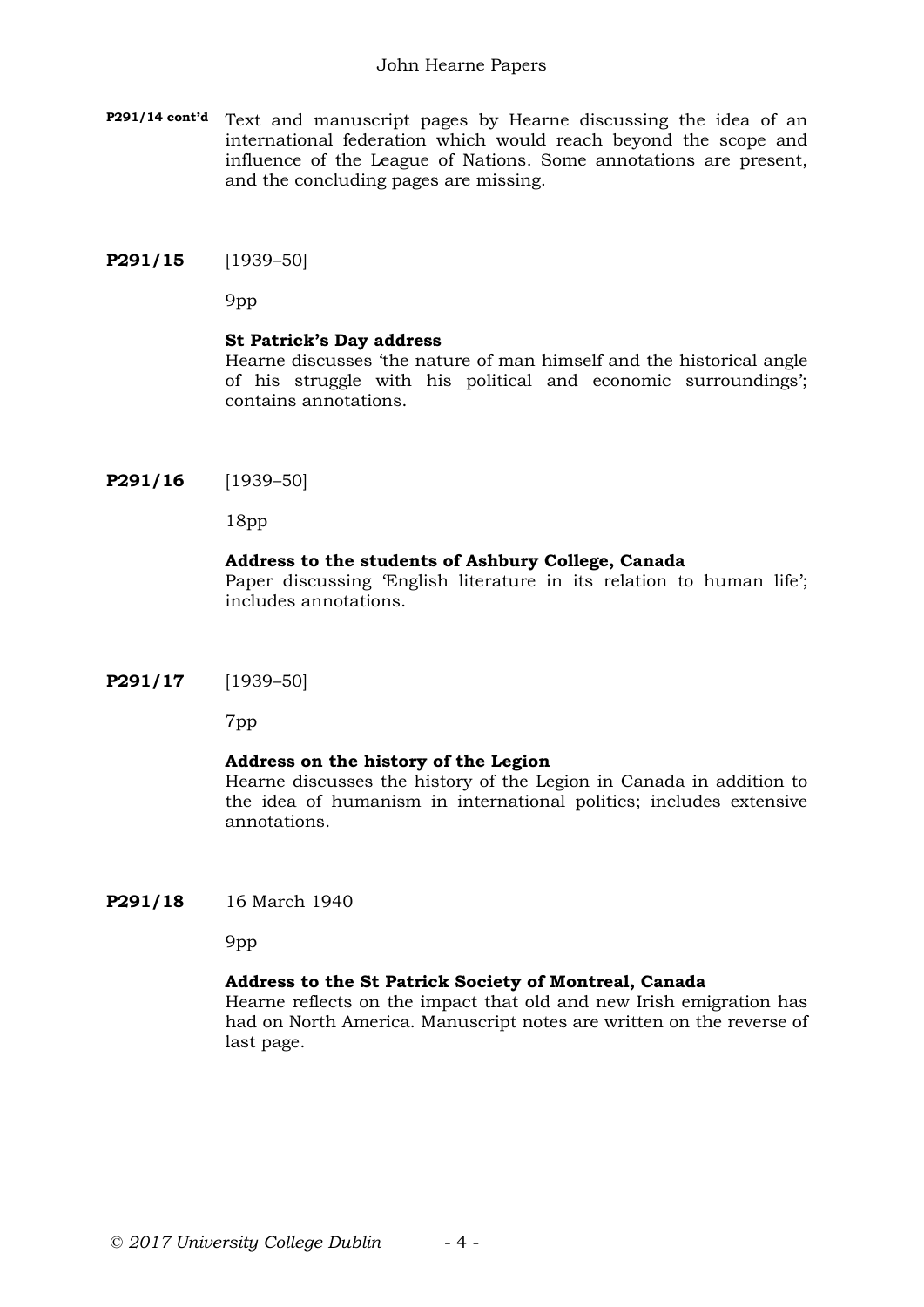**P291/14 cont'd** Text and manuscript pages by Hearne discussing the idea of an international federation which would reach beyond the scope and influence of the League of Nations. Some annotations are present, and the concluding pages are missing.

**P291/15** [1939–50]

9pp

**St Patrick's Day address**
Hearne discusses 'the nature of man himself and the historical angle of his struggle with his political and economic surroundings'; contains annotations.

**P291/16** [1939–50]

18pp

**Address to the students of Ashbury College, Canada**
Paper discussing 'English literature in its relation to human life'; includes annotations.

**P291/17** [1939–50]

7pp

**Address on the history of the Legion**
Hearne discusses the history of the Legion in Canada in addition to the idea of humanism in international politics; includes extensive annotations.

**P291/18** 16 March 1940

9pp

**Address to the St Patrick Society of Montreal, Canada**
Hearne reflects on the impact that old and new Irish emigration has had on North America. Manuscript notes are written on the reverse of last page.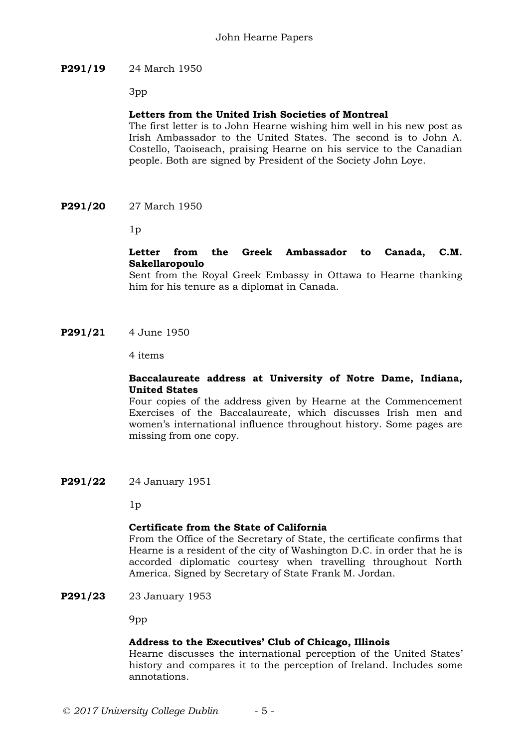**P291/19** 24 March 1950

3pp

**Letters from the United Irish Societies of Montreal**
The first letter is to John Hearne wishing him well in his new post as Irish Ambassador to the United States. The second is to John A. Costello, Taoiseach, praising Hearne on his service to the Canadian people. Both are signed by President of the Society John Loye.

**P291/20** 27 March 1950

1p

**Letter from the Greek Ambassador to Canada, C.M. Sakellaropoulo**
Sent from the Royal Greek Embassy in Ottawa to Hearne thanking him for his tenure as a diplomat in Canada.

**P291/21** 4 June 1950

4 items

**Baccalaureate address at University of Notre Dame, Indiana, United States**
Four copies of the address given by Hearne at the Commencement Exercises of the Baccalaureate, which discusses Irish men and women's international influence throughout history. Some pages are missing from one copy.

**P291/22** 24 January 1951

1p

**Certificate from the State of California**
From the Office of the Secretary of State, the certificate confirms that Hearne is a resident of the city of Washington D.C. in order that he is accorded diplomatic courtesy when travelling throughout North America. Signed by Secretary of State Frank M. Jordan.

**P291/23** 23 January 1953

9pp

**Address to the Executives' Club of Chicago, Illinois**
Hearne discusses the international perception of the United States' history and compares it to the perception of Ireland. Includes some annotations.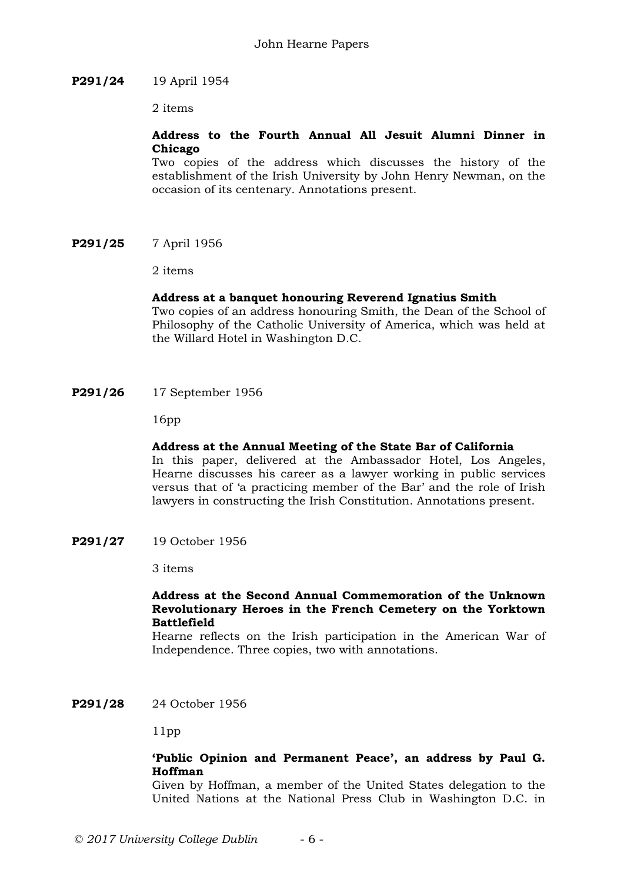**P291/24** 19 April 1954

2 items

**Address to the Fourth Annual All Jesuit Alumni Dinner in Chicago**
Two copies of the address which discusses the history of the establishment of the Irish University by John Henry Newman, on the occasion of its centenary. Annotations present.

**P291/25** 7 April 1956

2 items

**Address at a banquet honouring Reverend Ignatius Smith**
Two copies of an address honouring Smith, the Dean of the School of Philosophy of the Catholic University of America, which was held at the Willard Hotel in Washington D.C.

**P291/26** 17 September 1956

16pp

**Address at the Annual Meeting of the State Bar of California**
In this paper, delivered at the Ambassador Hotel, Los Angeles, Hearne discusses his career as a lawyer working in public services versus that of 'a practicing member of the Bar' and the role of Irish lawyers in constructing the Irish Constitution. Annotations present.

**P291/27** 19 October 1956

3 items

**Address at the Second Annual Commemoration of the Unknown Revolutionary Heroes in the French Cemetery on the Yorktown Battlefield**
Hearne reflects on the Irish participation in the American War of Independence. Three copies, two with annotations.

**P291/28** 24 October 1956

11pp

**'Public Opinion and Permanent Peace', an address by Paul G. Hoffman**
Given by Hoffman, a member of the United States delegation to the United Nations at the National Press Club in Washington D.C. in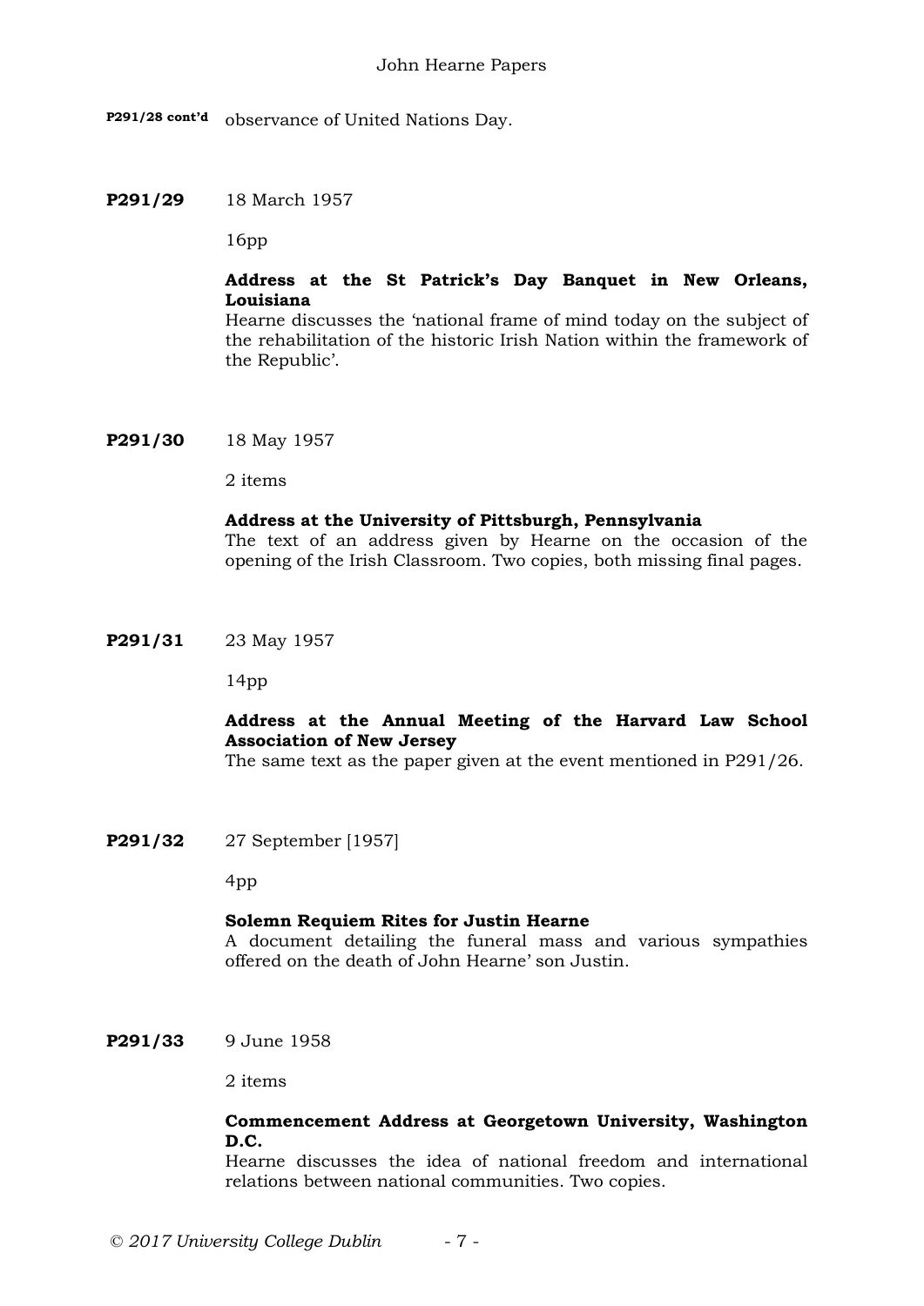**P291/28 cont'd** observance of United Nations Day.

**P291/29** 18 March 1957

16pp

**Address at the St Patrick's Day Banquet in New Orleans, Louisiana**
Hearne discusses the 'national frame of mind today on the subject of the rehabilitation of the historic Irish Nation within the framework of the Republic'.

**P291/30** 18 May 1957

2 items

**Address at the University of Pittsburgh, Pennsylvania**
The text of an address given by Hearne on the occasion of the opening of the Irish Classroom. Two copies, both missing final pages.

**P291/31** 23 May 1957

14pp

**Address at the Annual Meeting of the Harvard Law School Association of New Jersey**
The same text as the paper given at the event mentioned in P291/26.

**P291/32** 27 September [1957]

4pp

**Solemn Requiem Rites for Justin Hearne**
A document detailing the funeral mass and various sympathies offered on the death of John Hearne' son Justin.

**P291/33** 9 June 1958

2 items

**Commencement Address at Georgetown University, Washington D.C.**
Hearne discusses the idea of national freedom and international relations between national communities. Two copies.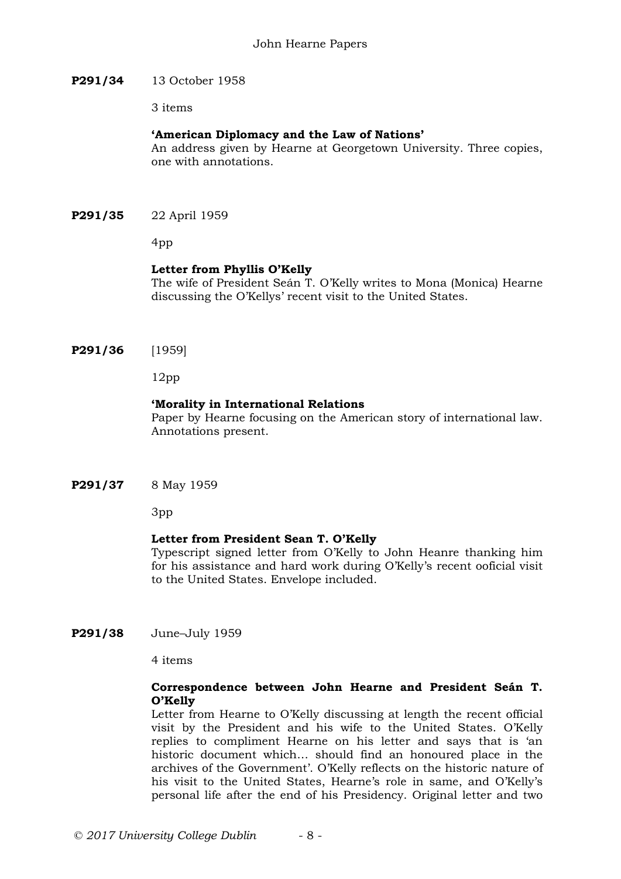**P291/34** 13 October 1958

3 items

**'American Diplomacy and the Law of Nations'**
An address given by Hearne at Georgetown University. Three copies, one with annotations.

**P291/35** 22 April 1959

4pp

**Letter from Phyllis O'Kelly**
The wife of President Seán T. O'Kelly writes to Mona (Monica) Hearne discussing the O'Kellys' recent visit to the United States.

**P291/36** [1959]

12pp

**'Morality in International Relations**
Paper by Hearne focusing on the American story of international law. Annotations present.

**P291/37** 8 May 1959

3pp

**Letter from President Sean T. O'Kelly**
Typescript signed letter from O'Kelly to John Heanre thanking him for his assistance and hard work during O'Kelly's recent ooficial visit to the United States. Envelope included.

**P291/38** June–July 1959

4 items

**Correspondence between John Hearne and President Seán T. O'Kelly**
Letter from Hearne to O'Kelly discussing at length the recent official visit by the President and his wife to the United States. O'Kelly replies to compliment Hearne on his letter and says that is 'an historic document which… should find an honoured place in the archives of the Government'. O'Kelly reflects on the historic nature of his visit to the United States, Hearne's role in same, and O'Kelly's personal life after the end of his Presidency. Original letter and two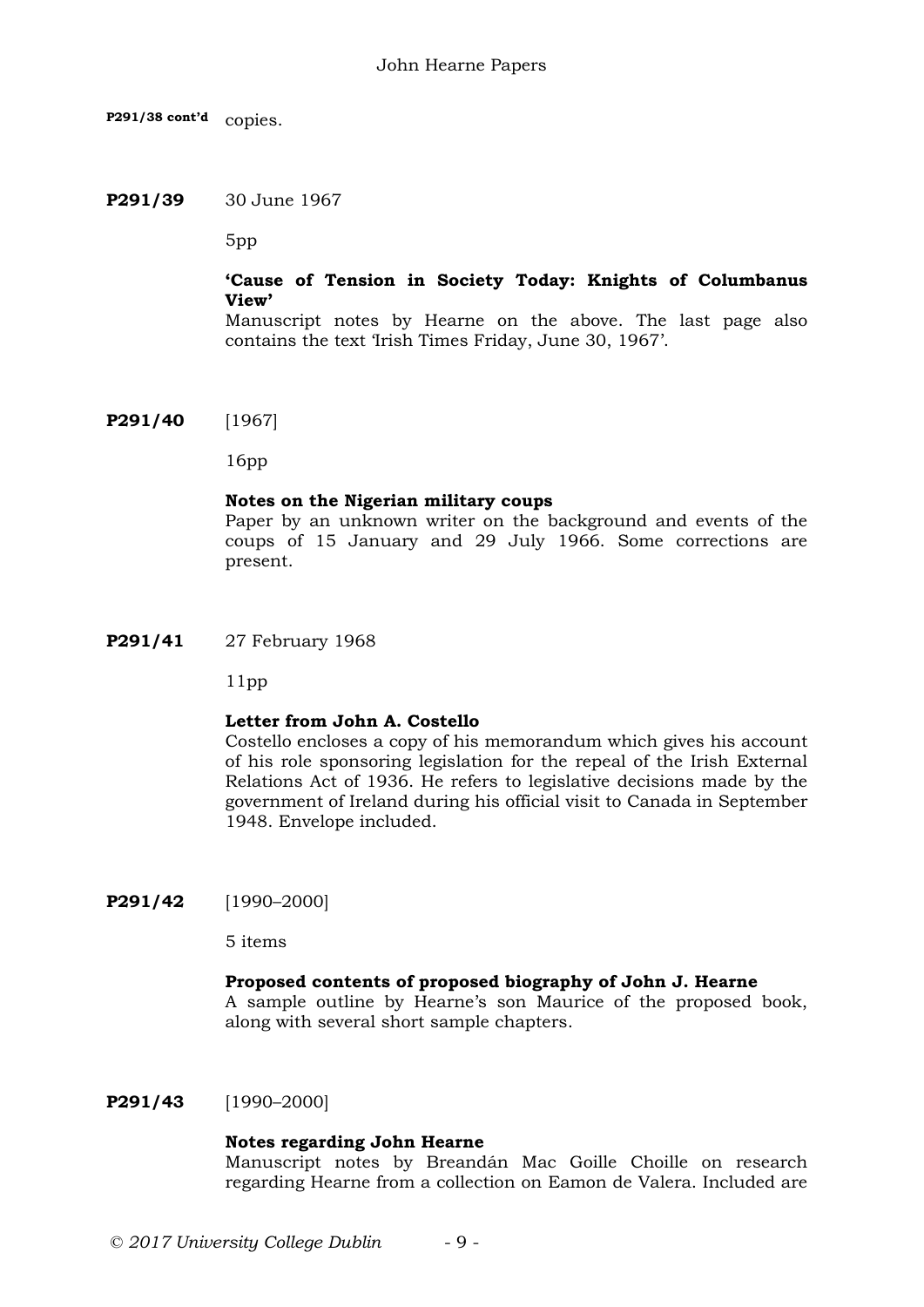**P291/38 cont'd** copies.

**P291/39** 30 June 1967

5pp

**'Cause of Tension in Society Today: Knights of Columbanus View'**
Manuscript notes by Hearne on the above. The last page also contains the text 'Irish Times Friday, June 30, 1967'.

**P291/40** [1967]

16pp

**Notes on the Nigerian military coups**
Paper by an unknown writer on the background and events of the coups of 15 January and 29 July 1966. Some corrections are present.

**P291/41** 27 February 1968

11pp

**Letter from John A. Costello**
Costello encloses a copy of his memorandum which gives his account of his role sponsoring legislation for the repeal of the Irish External Relations Act of 1936. He refers to legislative decisions made by the government of Ireland during his official visit to Canada in September 1948. Envelope included.

**P291/42** [1990–2000]

5 items

**Proposed contents of proposed biography of John J. Hearne**
A sample outline by Hearne's son Maurice of the proposed book, along with several short sample chapters.

**P291/43** [1990–2000]

**Notes regarding John Hearne**
Manuscript notes by Breandán Mac Goille Choille on research regarding Hearne from a collection on Eamon de Valera. Included are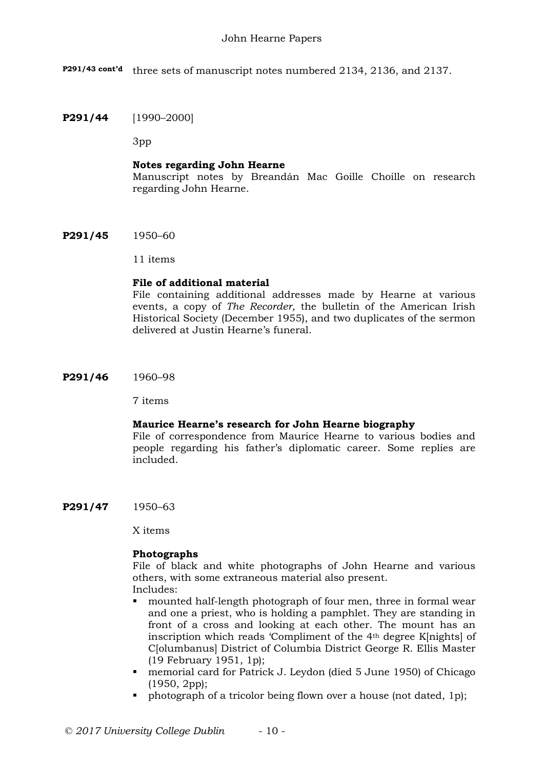**P291/43 cont'd** three sets of manuscript notes numbered 2134, 2136, and 2137.

**P291/44** [1990–2000]

3pp

**Notes regarding John Hearne**

Manuscript notes by Breandán Mac Goille Choille on research regarding John Hearne.

**P291/45** 1950–60

11 items

**File of additional material**

File containing additional addresses made by Hearne at various events, a copy of *The Recorder*, the bulletin of the American Irish Historical Society (December 1955), and two duplicates of the sermon delivered at Justin Hearne's funeral.

**P291/46** 1960–98

7 items

**Maurice Hearne's research for John Hearne biography**

File of correspondence from Maurice Hearne to various bodies and people regarding his father's diplomatic career. Some replies are included.

**P291/47** 1950–63

X items

**Photographs**

File of black and white photographs of John Hearne and various others, with some extraneous material also present.
Includes:

- mounted half-length photograph of four men, three in formal wear and one a priest, who is holding a pamphlet. They are standing in front of a cross and looking at each other. The mount has an inscription which reads 'Compliment of the 4th degree K[nights] of C[olumbanus] District of Columbia District George R. Ellis Master (19 February 1951, 1p);
- memorial card for Patrick J. Leydon (died 5 June 1950) of Chicago (1950, 2pp);
- photograph of a tricolor being flown over a house (not dated, 1p);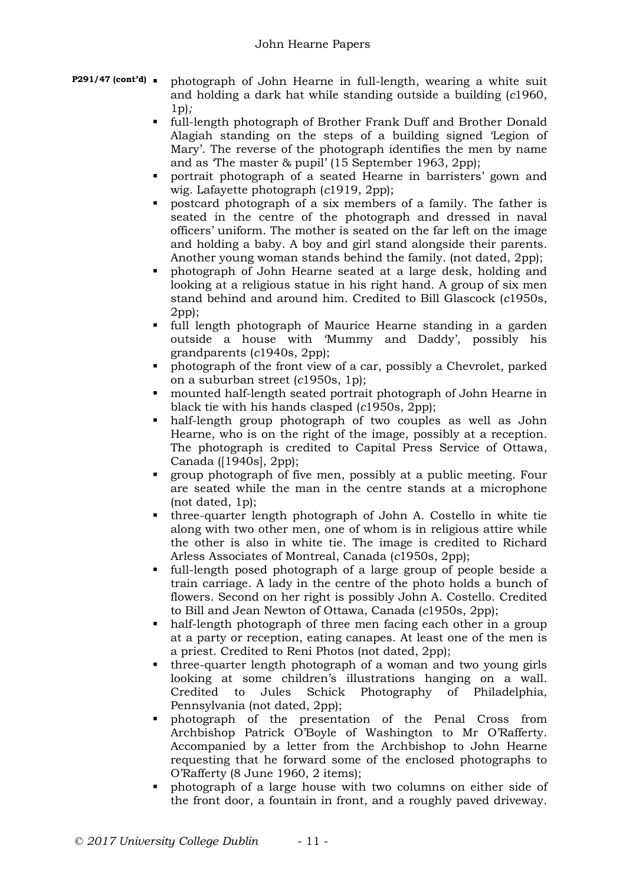**P291/47 (cont'd)**

- photograph of John Hearne in full-length, wearing a white suit and holding a dark hat while standing outside a building (*c*1960, 1p);
- full-length photograph of Brother Frank Duff and Brother Donald Alagiah standing on the steps of a building signed 'Legion of Mary'. The reverse of the photograph identifies the men by name and as 'The master & pupil' (15 September 1963, 2pp);
- portrait photograph of a seated Hearne in barristers' gown and wig. Lafayette photograph (*c*1919, 2pp);
- postcard photograph of a six members of a family. The father is seated in the centre of the photograph and dressed in naval officers' uniform. The mother is seated on the far left on the image and holding a baby. A boy and girl stand alongside their parents. Another young woman stands behind the family. (not dated, 2pp);
- photograph of John Hearne seated at a large desk, holding and looking at a religious statue in his right hand. A group of six men stand behind and around him. Credited to Bill Glascock (*c*1950s, 2pp);
- full length photograph of Maurice Hearne standing in a garden outside a house with 'Mummy and Daddy', possibly his grandparents (*c*1940s, 2pp);
- photograph of the front view of a car, possibly a Chevrolet, parked on a suburban street (*c*1950s, 1p);
- mounted half-length seated portrait photograph of John Hearne in black tie with his hands clasped (*c*1950s, 2pp);
- half-length group photograph of two couples as well as John Hearne, who is on the right of the image, possibly at a reception. The photograph is credited to Capital Press Service of Ottawa, Canada ([1940s], 2pp);
- group photograph of five men, possibly at a public meeting. Four are seated while the man in the centre stands at a microphone (not dated, 1p);
- three-quarter length photograph of John A. Costello in white tie along with two other men, one of whom is in religious attire while the other is also in white tie. The image is credited to Richard Arless Associates of Montreal, Canada (*c*1950s, 2pp);
- full-length posed photograph of a large group of people beside a train carriage. A lady in the centre of the photo holds a bunch of flowers. Second on her right is possibly John A. Costello. Credited to Bill and Jean Newton of Ottawa, Canada (*c*1950s, 2pp);
- half-length photograph of three men facing each other in a group at a party or reception, eating canapes. At least one of the men is a priest. Credited to Reni Photos (not dated, 2pp);
- three-quarter length photograph of a woman and two young girls looking at some children's illustrations hanging on a wall. Credited to Jules Schick Photography of Philadelphia, Pennsylvania (not dated, 2pp);
- photograph of the presentation of the Penal Cross from Archbishop Patrick O'Boyle of Washington to Mr O'Rafferty. Accompanied by a letter from the Archbishop to John Hearne requesting that he forward some of the enclosed photographs to O'Rafferty (8 June 1960, 2 items);
- photograph of a large house with two columns on either side of the front door, a fountain in front, and a roughly paved driveway.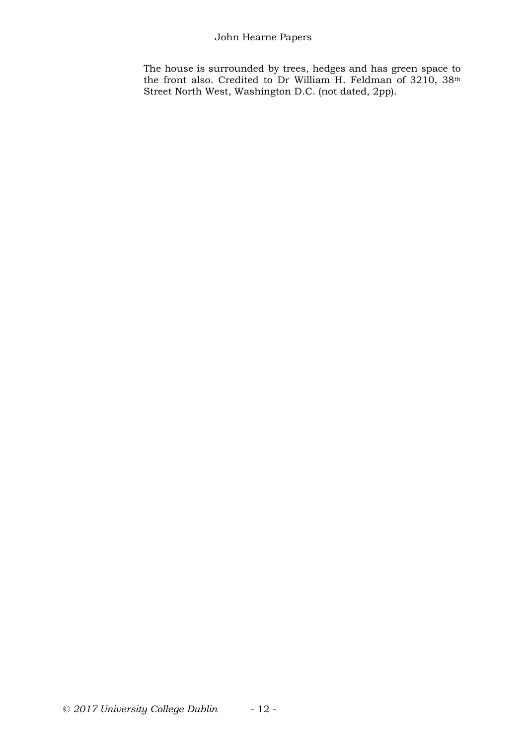The house is surrounded by trees, hedges and has green space to the front also. Credited to Dr William H. Feldman of 3210, 38th Street North West, Washington D.C. (not dated, 2pp).